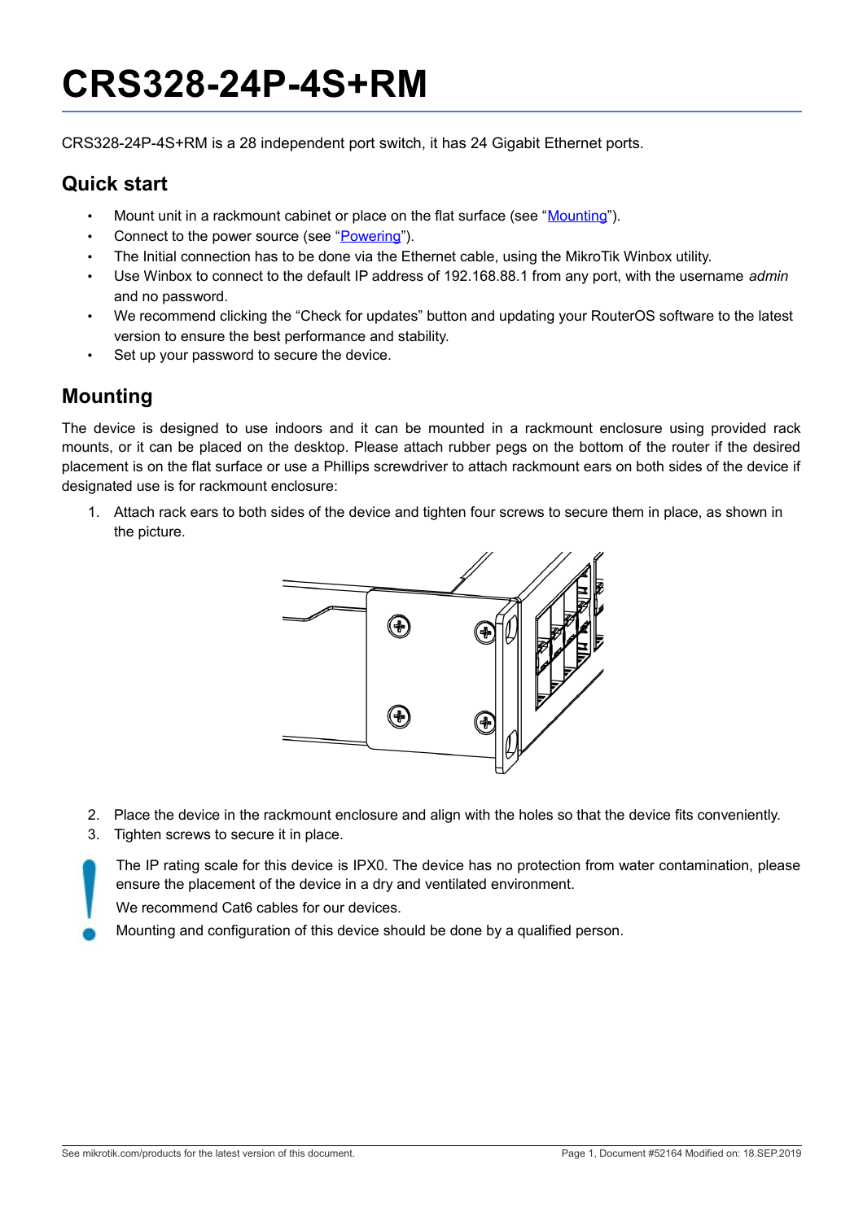# CRS328-24P-4S+RM

CRS328-24P-4S+RM is a 28 independent port switch, it has 24 Gigabit Ethernet ports.

## Quick start

- Mount unit in a rackmount cabinet or place on the flat surface (see "Mounting").
- Connect to the power source (see "Powering").
- The Initial connection has to be done via the Ethernet cable, using the MikroTik Winbox utility.
- Use Winbox to connect to the default IP address of 192.168.88.1 from any port, with the username *admin* and no password.
- We recommend clicking the "Check for updates" button and updating your RouterOS software to the latest version to ensure the best performance and stability.
- Set up your password to secure the device.

## Mounting

The device is designed to use indoors and it can be mounted in a rackmount enclosure using provided rack mounts, or it can be placed on the desktop. Please attach rubber pegs on the bottom of the router if the desired placement is on the flat surface or use a Phillips screwdriver to attach rackmount ears on both sides of the device if designated use is for rackmount enclosure:

1. Attach rack ears to both sides of the device and tighten four screws to secure them in place, as shown in the picture.
2. Place the device in the rackmount enclosure and align with the holes so that the device fits conveniently.
3. Tighten screws to secure it in place.

The IP rating scale for this device is IPX0. The device has no protection from water contamination, please ensure the placement of the device in a dry and ventilated environment.

We recommend Cat6 cables for our devices.

Mounting and configuration of this device should be done by a qualified person.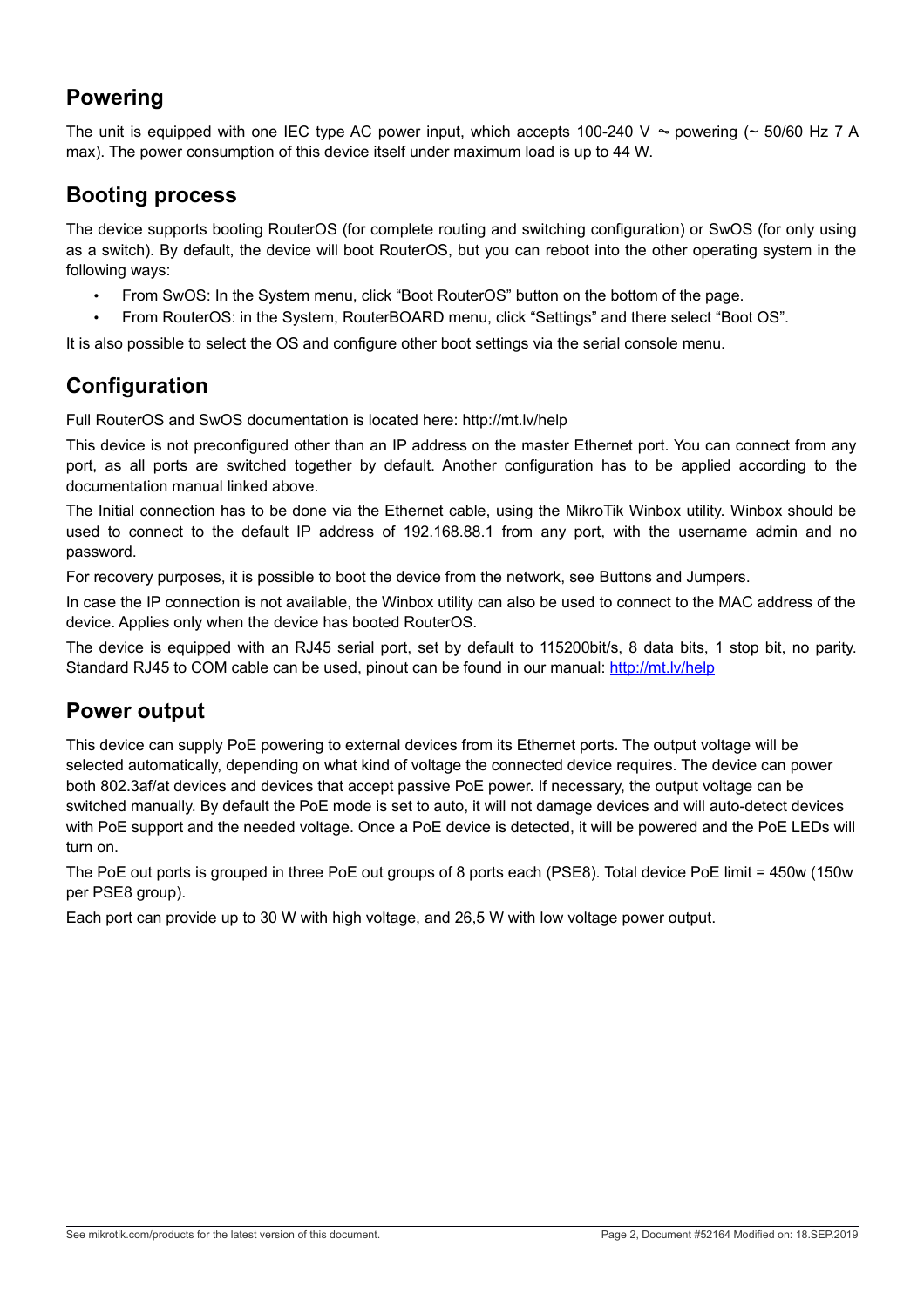## Powering

The unit is equipped with one IEC type AC power input, which accepts 100-240 V ~ powering (~ 50/60 Hz 7 A max). The power consumption of this device itself under maximum load is up to 44 W.

## Booting process

The device supports booting RouterOS (for complete routing and switching configuration) or SwOS (for only using as a switch). By default, the device will boot RouterOS, but you can reboot into the other operating system in the following ways:

- From SwOS: In the System menu, click “Boot RouterOS” button on the bottom of the page.
- From RouterOS: in the System, RouterBOARD menu, click “Settings” and there select “Boot OS”.

It is also possible to select the OS and configure other boot settings via the serial console menu.

## Configuration

Full RouterOS and SwOS documentation is located here: http://mt.lv/help

This device is not preconfigured other than an IP address on the master Ethernet port. You can connect from any port, as all ports are switched together by default. Another configuration has to be applied according to the documentation manual linked above.

The Initial connection has to be done via the Ethernet cable, using the MikroTik Winbox utility. Winbox should be used to connect to the default IP address of 192.168.88.1 from any port, with the username admin and no password.

For recovery purposes, it is possible to boot the device from the network, see Buttons and Jumpers.

In case the IP connection is not available, the Winbox utility can also be used to connect to the MAC address of the device. Applies only when the device has booted RouterOS.

The device is equipped with an RJ45 serial port, set by default to 115200bit/s, 8 data bits, 1 stop bit, no parity. Standard RJ45 to COM cable can be used, pinout can be found in our manual: [http://mt.lv/help](http://mt.lv/help)

## Power output

This device can supply PoE powering to external devices from its Ethernet ports. The output voltage will be selected automatically, depending on what kind of voltage the connected device requires. The device can power both 802.3af/at devices and devices that accept passive PoE power. If necessary, the output voltage can be switched manually. By default the PoE mode is set to auto, it will not damage devices and will auto-detect devices with PoE support and the needed voltage. Once a PoE device is detected, it will be powered and the PoE LEDs will turn on.

The PoE out ports is grouped in three PoE out groups of 8 ports each (PSE8). Total device PoE limit = 450w (150w per PSE8 group).

Each port can provide up to 30 W with high voltage, and 26,5 W with low voltage power output.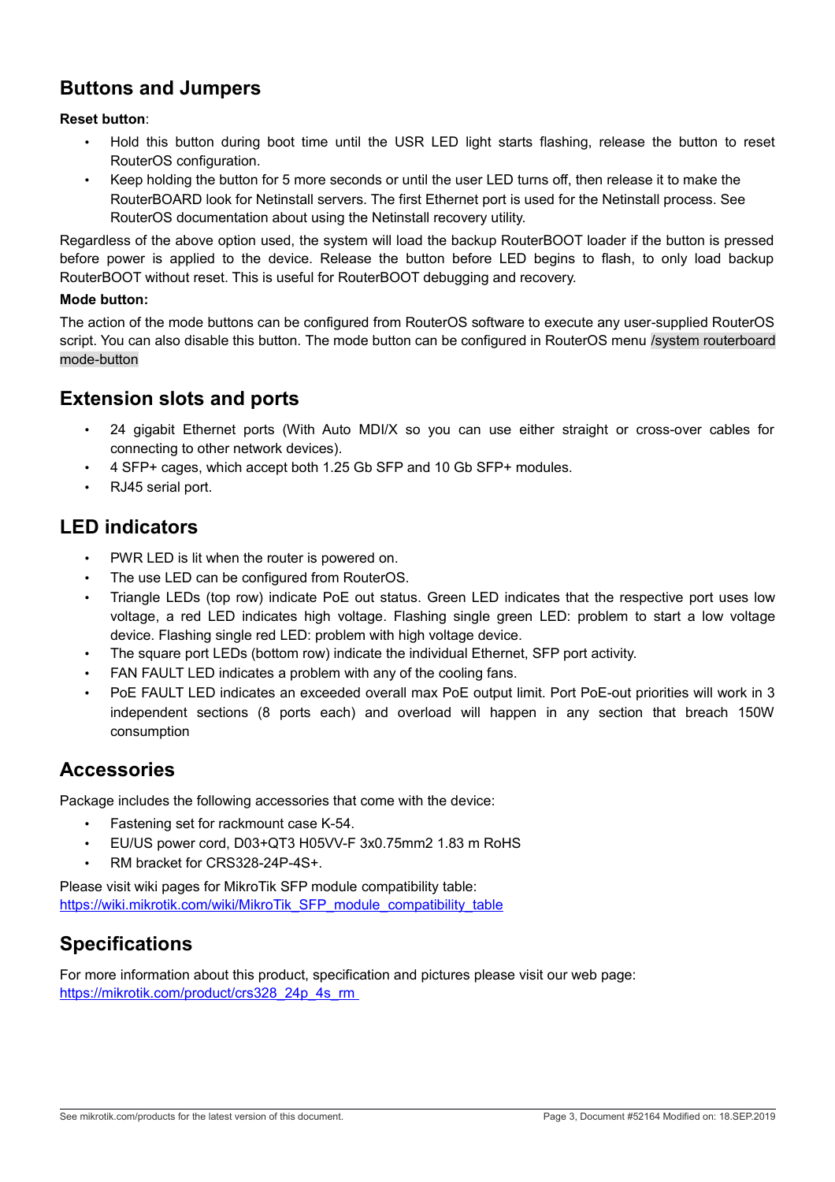## Buttons and Jumpers

**Reset button**:

- Hold this button during boot time until the USR LED light starts flashing, release the button to reset RouterOS configuration.
- Keep holding the button for 5 more seconds or until the user LED turns off, then release it to make the RouterBOARD look for Netinstall servers. The first Ethernet port is used for the Netinstall process. See RouterOS documentation about using the Netinstall recovery utility.

Regardless of the above option used, the system will load the backup RouterBOOT loader if the button is pressed before power is applied to the device. Release the button before LED begins to flash, to only load backup RouterBOOT without reset. This is useful for RouterBOOT debugging and recovery.

**Mode button:**

The action of the mode buttons can be configured from RouterOS software to execute any user-supplied RouterOS script. You can also disable this button. The mode button can be configured in RouterOS menu /system routerboard mode-button

## Extension slots and ports

- 24 gigabit Ethernet ports (With Auto MDI/X so you can use either straight or cross-over cables for connecting to other network devices).
- 4 SFP+ cages, which accept both 1.25 Gb SFP and 10 Gb SFP+ modules.
- RJ45 serial port.

## LED indicators

- PWR LED is lit when the router is powered on.
- The use LED can be configured from RouterOS.
- Triangle LEDs (top row) indicate PoE out status. Green LED indicates that the respective port uses low voltage, a red LED indicates high voltage. Flashing single green LED: problem to start a low voltage device. Flashing single red LED: problem with high voltage device.
- The square port LEDs (bottom row) indicate the individual Ethernet, SFP port activity.
- FAN FAULT LED indicates a problem with any of the cooling fans.
- PoE FAULT LED indicates an exceeded overall max PoE output limit. Port PoE-out priorities will work in 3 independent sections (8 ports each) and overload will happen in any section that breach 150W consumption

## Accessories

Package includes the following accessories that come with the device:

- Fastening set for rackmount case K-54.
- EU/US power cord, D03+QT3 H05VV-F 3x0.75mm2 1.83 m RoHS
- RM bracket for CRS328-24P-4S+.

Please visit wiki pages for MikroTik SFP module compatibility table:
https://wiki.mikrotik.com/wiki/MikroTik_SFP_module_compatibility_table

## Specifications

For more information about this product, specification and pictures please visit our web page:
https://mikrotik.com/product/crs328_24p_4s_rm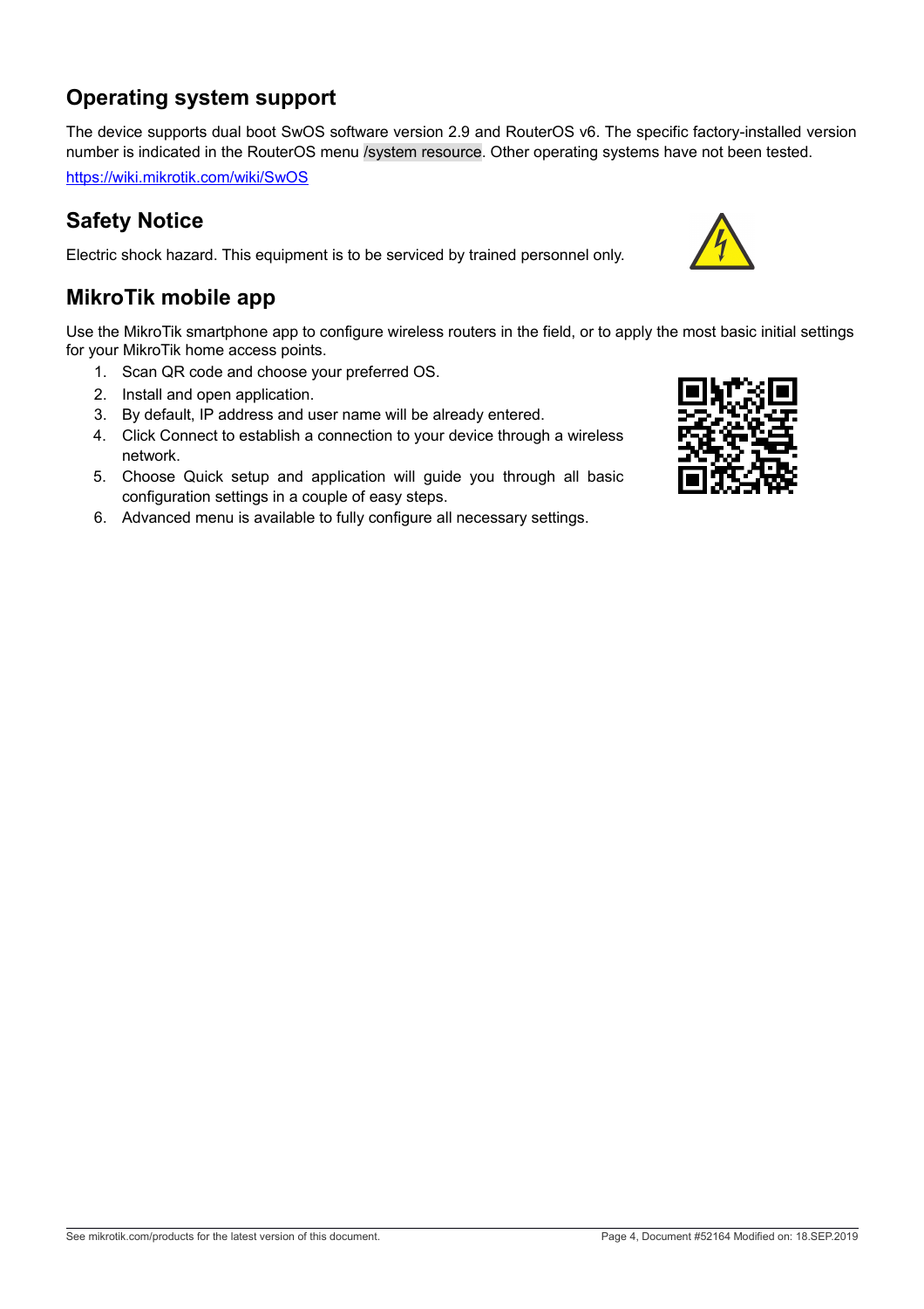## Operating system support

The device supports dual boot SwOS software version 2.9 and RouterOS v6. The specific factory-installed version number is indicated in the RouterOS menu /system resource. Other operating systems have not been tested.

https://wiki.mikrotik.com/wiki/SwOS

## Safety Notice

Electric shock hazard. This equipment is to be serviced by trained personnel only.

## MikroTik mobile app

Use the MikroTik smartphone app to configure wireless routers in the field, or to apply the most basic initial settings for your MikroTik home access points.

1. Scan QR code and choose your preferred OS.
2. Install and open application.
3. By default, IP address and user name will be already entered.
4. Click Connect to establish a connection to your device through a wireless network.
5. Choose Quick setup and application will guide you through all basic configuration settings in a couple of easy steps.
6. Advanced menu is available to fully configure all necessary settings.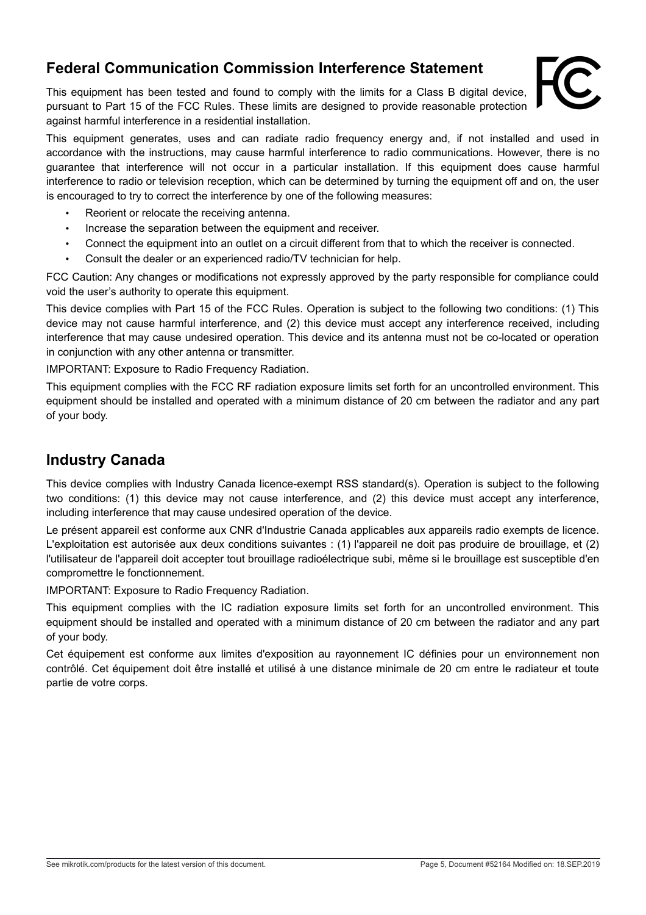## Federal Communication Commission Interference Statement

This equipment has been tested and found to comply with the limits for a Class B digital device, pursuant to Part 15 of the FCC Rules. These limits are designed to provide reasonable protection against harmful interference in a residential installation.

This equipment generates, uses and can radiate radio frequency energy and, if not installed and used in accordance with the instructions, may cause harmful interference to radio communications. However, there is no guarantee that interference will not occur in a particular installation. If this equipment does cause harmful interference to radio or television reception, which can be determined by turning the equipment off and on, the user is encouraged to try to correct the interference by one of the following measures:

- Reorient or relocate the receiving antenna.
- Increase the separation between the equipment and receiver.
- Connect the equipment into an outlet on a circuit different from that to which the receiver is connected.
- Consult the dealer or an experienced radio/TV technician for help.

FCC Caution: Any changes or modifications not expressly approved by the party responsible for compliance could void the user's authority to operate this equipment.

This device complies with Part 15 of the FCC Rules. Operation is subject to the following two conditions: (1) This device may not cause harmful interference, and (2) this device must accept any interference received, including interference that may cause undesired operation. This device and its antenna must not be co-located or operation in conjunction with any other antenna or transmitter.

IMPORTANT: Exposure to Radio Frequency Radiation.

This equipment complies with the FCC RF radiation exposure limits set forth for an uncontrolled environment. This equipment should be installed and operated with a minimum distance of 20 cm between the radiator and any part of your body.

## Industry Canada

This device complies with Industry Canada licence-exempt RSS standard(s). Operation is subject to the following two conditions: (1) this device may not cause interference, and (2) this device must accept any interference, including interference that may cause undesired operation of the device.

Le présent appareil est conforme aux CNR d'Industrie Canada applicables aux appareils radio exempts de licence. L'exploitation est autorisée aux deux conditions suivantes : (1) l'appareil ne doit pas produire de brouillage, et (2) l'utilisateur de l'appareil doit accepter tout brouillage radioélectrique subi, même si le brouillage est susceptible d'en compromettre le fonctionnement.

IMPORTANT: Exposure to Radio Frequency Radiation.

This equipment complies with the IC radiation exposure limits set forth for an uncontrolled environment. This equipment should be installed and operated with a minimum distance of 20 cm between the radiator and any part of your body.

Cet équipement est conforme aux limites d'exposition au rayonnement IC définies pour un environnement non contrôlé. Cet équipement doit être installé et utilisé à une distance minimale de 20 cm entre le radiateur et toute partie de votre corps.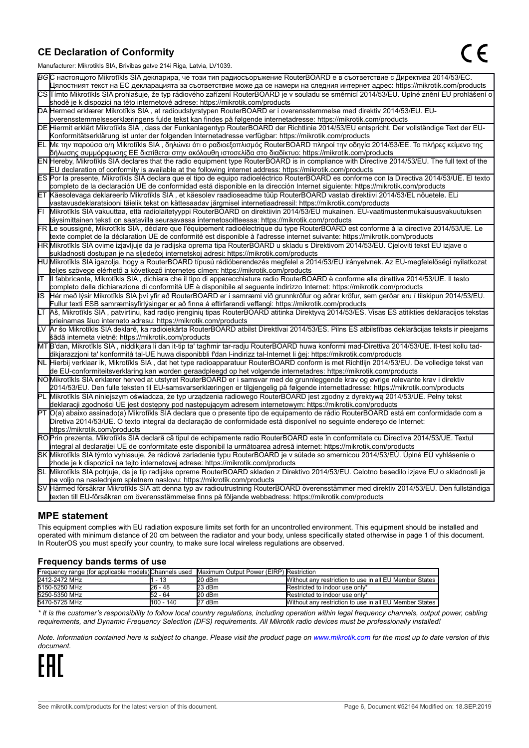## CE Declaration of Conformity

Manufacturer: Mikrotikls SIA, Brivibas gatve 214i Riga, Latvia, LV1039.

| | |
|---|---|
| BG | С настоящото Mikrotīkls SIA декларира, че този тип радиосъоръжение RouterBOARD е в съответствие с Директива 2014/53/ЕС. Цялостният текст на ЕС декларацията за съответствие може да се намери на следния интернет адрес: https://mikrotik.com/products |
| CS | Tímto Mikrotīkls SIA prohlašuje, že typ rádiového zařízení RouterBOARD je v souladu se směrnicí 2014/53/EU. Úplné znění EU prohlášení o shodě je k dispozici na této internetové adrese: https://mikrotik.com/products |
| DA | Hermed erklærer Mikrotīkls SIA , at radioudstyrstypen RouterBOARD er i overensstemmelse med direktiv 2014/53/EU. EU-overensstemmelseserklæringens fulde tekst kan findes på følgende internetadresse: https://mikrotik.com/products |
| DE | Hiermit erklärt Mikrotīkls SIA , dass der Funkanlagentyp RouterBOARD der Richtlinie 2014/53/EU entspricht. Der vollständige Text der EU-Konformitätserklärung ist unter der folgenden Internetadresse verfügbar: https://mikrotik.com/products |
| EL | Με την παρούσα ο/η Mikrotīkls SIA , δηλώνει ότι ο ραδιοεξοπλισμός RouterBOARD πληροί την οδηγία 2014/53/ΕΕ. Το πλήρες κείμενο της δήλωσης συμμόρφωσης ΕΕ διατίθεται στην ακόλουθη ιστοσελίδα στο διαδίκτυο: https://mikrotik.com/products |
| EN | Hereby, Mikrotīkls SIA declares that the radio equipment type RouterBOARD is in compliance with Directive 2014/53/EU. The full text of the EU declaration of conformity is available at the following internet address: https://mikrotik.com/products |
| ES | Por la presente, Mikrotīkls SIA declara que el tipo de equipo radioeléctrico RouterBOARD es conforme con la Directiva 2014/53/UE. El texto completo de la declaración UE de conformidad está disponible en la dirección Internet siguiente: https://mikrotik.com/products |
| ET | Käesolevaga deklareerib Mikrotīkls SIA , et käesolev raadioseadme tüüp RouterBOARD vastab direktiivi 2014/53/EL nõuetele. ELi vastavusdeklaratsiooni täielik tekst on kättesaadav järgmisel internetiaadressil: https://mikrotik.com/products |
| FI | Mikrotīkls SIA vakuuttaa, että radiolaitetyyppi RouterBOARD on direktiivin 2014/53/EU mukainen. EU-vaatimustenmukaisuusvakuutuksen täysimittainen teksti on saatavilla seuraavassa internetosoitteessa: https://mikrotik.com/products |
| FR | Le soussigné, Mikrotīkls SIA , déclare que l'équipement radioélectrique du type RouterBOARD est conforme à la directive 2014/53/UE. Le texte complet de la déclaration UE de conformité est disponible à l'adresse internet suivante: https://mikrotik.com/products |
| HR | Mikrotīkls SIA ovime izjavljuje da je radijska oprema tipa RouterBOARD u skladu s Direktivom 2014/53/EU. Cjeloviti tekst EU izjave o sukladnosti dostupan je na sljedećoj internetskoj adresi: https://mikrotik.com/products |
| HU | Mikrotīkls SIA igazolja, hogy a RouterBOARD típusú rádióberendezés megfelel a 2014/53/EU irányelvnek. Az EU-megfelelőségi nyilatkozat teljes szövege elérhető a következő internetes címen: https://mikrotik.com/products |
| IT | Il fabbricante, Mikrotīkls SIA , dichiara che il tipo di apparecchiatura radio RouterBOARD è conforme alla direttiva 2014/53/UE. Il testo completo della dichiarazione di conformità UE è disponibile al seguente indirizzo Internet: https://mikrotik.com/products |
| IS | Hér með lýsir Mikrotīkls SIA því yfir að RouterBOARD er í samræmi við grunnkröfur og aðrar kröfur, sem gerðar eru í tilskipun 2014/53/EU. Fullur texti ESB samræmisyfirlýsingar er að finna á eftirfarandi veffangi: https://mikrotik.com/products |
| LT | Aš, Mikrotīkls SIA , patvirtinu, kad radijo įrenginių tipas RouterBOARD atitinka Direktyvą 2014/53/ES. Visas ES atitikties deklaracijos tekstas prieinamas šiuo interneto adresu: https://mikrotik.com/products |
| LV | Ar šo Mikrotīkls SIA deklarē, ka radioiekārta RouterBOARD atbilst Direktīvai 2014/53/ES. Pilns ES atbilstības deklarācijas teksts ir pieejams šādā interneta vietnē: https://mikrotik.com/products |
| MT | B'dan, Mikrotīkls SIA , niddikjara li dan it-tip ta' tagħmir tar-radju RouterBOARD huwa konformi mad-Direttiva 2014/53/UE. It-test kollu tad-dikjarazzjoni ta' konformità tal-UE huwa disponibbli f'dan l-indirizz tal-Internet li ġej: https://mikrotik.com/products |
| NL | Hierbij verklaar ik, Mikrotīkls SIA , dat het type radioapparatuur RouterBOARD conform is met Richtlijn 2014/53/EU. De volledige tekst van de EU-conformiteitsverklaring kan worden geraadpleegd op het volgende internetadres: https://mikrotik.com/products |
| NO | Mikrotīkls SIA erklærer herved at utstyret RouterBOARD er i samsvar med de grunnleggende krav og øvrige relevante krav i direktiv 2014/53/EU. Den fulle teksten til EU-samsvarserklæringen er tilgjengelig på følgende internettadresse: https://mikrotik.com/products |
| PL | Mikrotīkls SIA niniejszym oświadcza, że typ urządzenia radiowego RouterBOARD jest zgodny z dyrektywą 2014/53/UE. Pełny tekst deklaracji zgodności UE jest dostępny pod następującym adresem internetowym: https://mikrotik.com/products |
| PT | O(a) abaixo assinado(a) Mikrotīkls SIA declara que o presente tipo de equipamento de rádio RouterBOARD está em conformidade com a Diretiva 2014/53/UE. O texto integral da declaração de conformidade está disponível no seguinte endereço de Internet: https://mikrotik.com/products |
| RO | Prin prezenta, Mikrotīkls SIA declară că tipul de echipamente radio RouterBOARD este în conformitate cu Directiva 2014/53/UE. Textul integral al declarației UE de conformitate este disponibil la următoarea adresă internet: https://mikrotik.com/products |
| SK | Mikrotīkls SIA týmto vyhlasuje, že rádiové zariadenie typu RouterBOARD je v súlade so smernicou 2014/53/EÚ. Úplné EÚ vyhlásenie o zhode je k dispozícii na tejto internetovej adrese: https://mikrotik.com/products |
| SL | Mikrotīkls SIA potrjuje, da je tip radijske opreme RouterBOARD skladen z Direktivo 2014/53/EU. Celotno besedilo izjave EU o skladnosti je na voljo na naslednjem spletnem naslovu: https://mikrotik.com/products |
| SV | Härmed försäkrar Mikrotīkls SIA att denna typ av radioutrustning RouterBOARD överensstämmer med direktiv 2014/53/EU. Den fullständiga texten till EU-försäkran om överensstämmelse finns på följande webbadress: https://mikrotik.com/products |

## MPE statement

This equipment complies with EU radiation exposure limits set forth for an uncontrolled environment. This equipment should be installed and operated with minimum distance of 20 cm between the radiator and your body, unless specifically stated otherwise in page 1 of this document. In RouterOS you must specify your country, to make sure local wireless regulations are observed.

### Frequency bands terms of use

| Frequency range (for applicable models) | Channels used | Maximum Output Power (EIRP) | Restriction |
|---|---|---|---|
| 2412-2472 MHz | 1 - 13 | 20 dBm | Without any restriction to use in all EU Member States |
| 5150-5250 MHz | 26 - 48 | 23 dBm | Restricted to indoor use only* |
| 5250-5350 MHz | 52 - 64 | 20 dBm | Restricted to indoor use only* |
| 5470-5725 MHz | 100 - 140 | 27 dBm | Without any restriction to use in all EU Member States |

*\* It is the customer's responsibility to follow local country regulations, including operation within legal frequency channels, output power, cabling requirements, and Dynamic Frequency Selection (DFS) requirements. All Mikrotik radio devices must be professionally installed!*

*Note. Information contained here is subject to change. Please visit the product page on www.mikrotik.com for the most up to date version of this document.*

EAC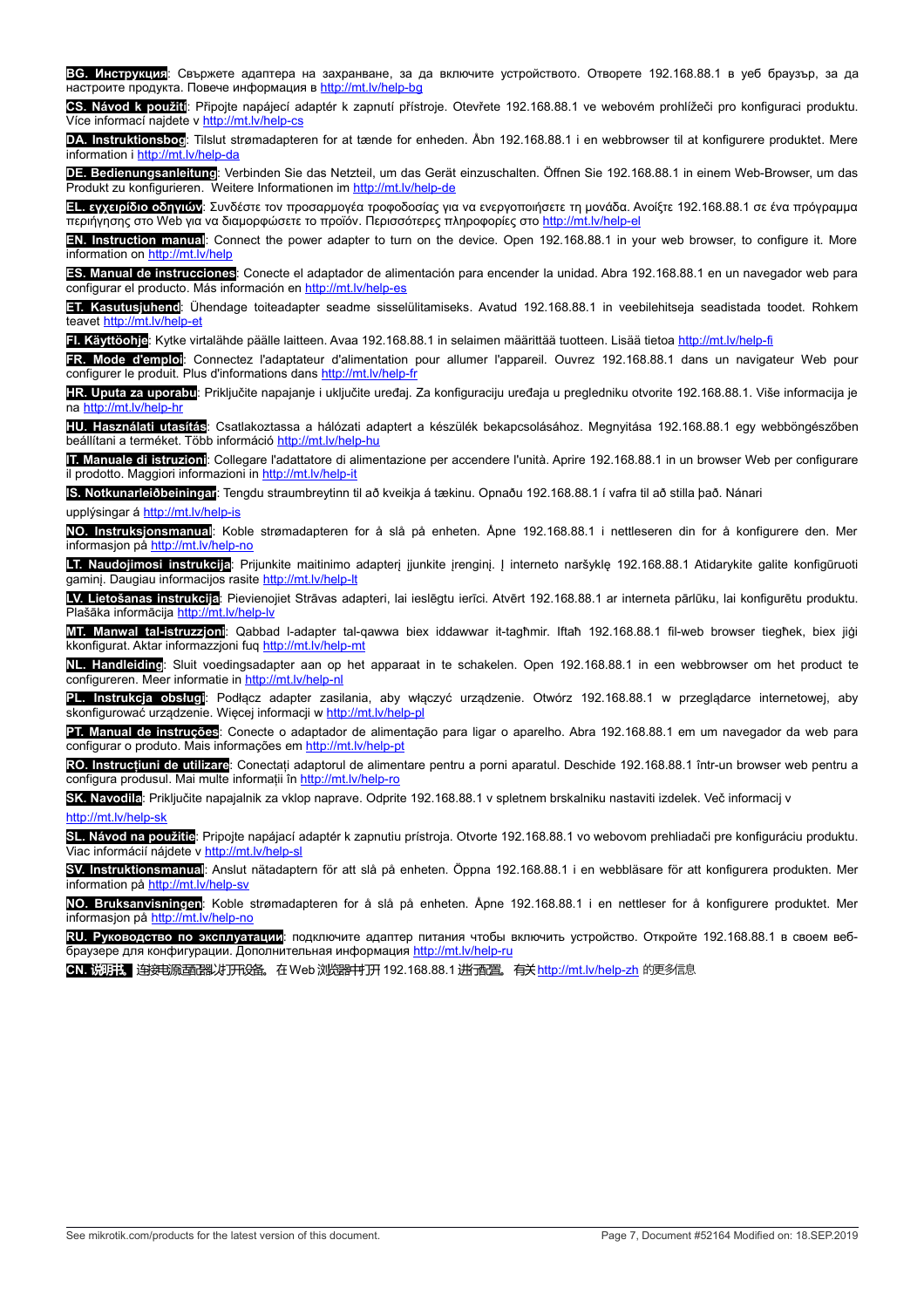**BG. Инструкция**: Свържете адаптера на захранване, за да включите устройството. Отворете 192.168.88.1 в уеб браузър, за да настроите продукта. Повече информация в http://mt.lv/help-bg

**CS. Návod k použití**: Připojte napájecí adaptér k zapnutí přístroje. Otevřete 192.168.88.1 ve webovém prohlížeči pro konfiguraci produktu. Více informací najdete v http://mt.lv/help-cs

**DA. Instruktionsbog**: Tilslut strømadapteren for at tænde for enheden. Åbn 192.168.88.1 i en webbrowser til at konfigurere produktet. Mere information i http://mt.lv/help-da

**DE. Bedienungsanleitung**: Verbinden Sie das Netzteil, um das Gerät einzuschalten. Öffnen Sie 192.168.88.1 in einem Web-Browser, um das Produkt zu konfigurieren. Weitere Informationen im http://mt.lv/help-de

**EL. εγχειρίδιο οδηγιών**: Συνδέστε τον προσαρμογέα τροφοδοσίας για να ενεργοποιήσετε τη μονάδα. Ανοίξτε 192.168.88.1 σε ένα πρόγραμμα περιήγησης στο Web για να διαμορφώσετε το προϊόν. Περισσότερες πληροφορίες στο http://mt.lv/help-el

**EN. Instruction manual**: Connect the power adapter to turn on the device. Open 192.168.88.1 in your web browser, to configure it. More information on http://mt.lv/help

**ES. Manual de instrucciones**: Conecte el adaptador de alimentación para encender la unidad. Abra 192.168.88.1 en un navegador web para configurar el producto. Más información en http://mt.lv/help-es

**ET. Kasutusjuhend**: Ühendage toiteadapter seadme sisselülitamiseks. Avatud 192.168.88.1 in veebilehitseja seadistada toodet. Rohkem teavet http://mt.lv/help-et

**FI. Käyttöohje**: Kytke virtalähde päälle laitteen. Avaa 192.168.88.1 in selaimen määrittää tuotteen. Lisää tietoa http://mt.lv/help-fi

**FR. Mode d'emploi**: Connectez l'adaptateur d'alimentation pour allumer l'appareil. Ouvrez 192.168.88.1 dans un navigateur Web pour configurer le produit. Plus d'informations dans http://mt.lv/help-fr

**HR. Uputa za uporabu**: Priključite napajanje i uključite uređaj. Za konfiguraciju uređaja u pregledniku otvorite 192.168.88.1. Više informacija je na http://mt.lv/help-hr

**HU. Használati utasítás**: Csatlakoztassa a hálózati adaptert a készülék bekapcsolásához. Megnyitása 192.168.88.1 egy webböngészőben beállítani a terméket. Több információ http://mt.lv/help-hu

**IT. Manuale di istruzioni**: Collegare l'adattatore di alimentazione per accendere l'unità. Aprire 192.168.88.1 in un browser Web per configurare il prodotto. Maggiori informazioni in http://mt.lv/help-it

**IS. Notkunarleiðbeiningar**: Tengdu straumbreytinn til að kveikja á tækinu. Opnaðu 192.168.88.1 í vafra til að stilla það. Nánari upplýsingar á http://mt.lv/help-is

**NO. Instruksjonsmanual**: Koble strømadapteren for å slå på enheten. Åpne 192.168.88.1 i nettleseren din for å konfigurere den. Mer informasjon på http://mt.lv/help-no

**LT. Naudojimosi instrukcija**: Prijunkite maitinimo adapterį įjunkite įrenginį. Į interneto naršyklę 192.168.88.1 Atidarykite galite konfigūruoti gaminį. Daugiau informacijos rasite http://mt.lv/help-lt

**LV. Lietošanas instrukcija**: Pievienojiet Strāvas adapteri, lai ieslēgtu ierīci. Atvērt 192.168.88.1 ar interneta pārlūku, lai konfigurētu produktu. Plašāka informācija http://mt.lv/help-lv

**MT. Manwal tal-istruzzjoni**: Qabbad l-adapter tal-qawwa biex iddawwar it-tagħmir. Iftaħ 192.168.88.1 fil-web browser tiegħek, biex jiġi kkonfigurat. Aktar informazzjoni fuq http://mt.lv/help-mt

**NL. Handleiding**: Sluit voedingsadapter aan op het apparaat in te schakelen. Open 192.168.88.1 in een webbrowser om het product te configureren. Meer informatie in http://mt.lv/help-nl

**PL. Instrukcja obsługi**: Podłącz adapter zasilania, aby włączyć urządzenie. Otwórz 192.168.88.1 w przeglądarce internetowej, aby skonfigurować urządzenie. Więcej informacji w http://mt.lv/help-pl

**PT. Manual de instruções**: Conecte o adaptador de alimentação para ligar o aparelho. Abra 192.168.88.1 em um navegador da web para configurar o produto. Mais informações em http://mt.lv/help-pt

**RO. Instrucțiuni de utilizare**: Conectați adaptorul de alimentare pentru a porni aparatul. Deschide 192.168.88.1 într-un browser web pentru a configura produsul. Mai multe informații în http://mt.lv/help-ro

**SK. Navodila**: Priključite napajalnik za vklop naprave. Odprite 192.168.88.1 v spletnem brskalniku nastaviti izdelek. Več informacij v http://mt.lv/help-sk

**SL. Návod na použitie**: Pripojte napájací adaptér k zapnutiu prístroja. Otvorte 192.168.88.1 vo webovom prehliadači pre konfiguráciu produktu. Viac informácií nájdete v http://mt.lv/help-sl

**SV. Instruktionsmanual**: Anslut nätadaptern för att slå på enheten. Öppna 192.168.88.1 i en webbläsare för att konfigurera produkten. Mer information på http://mt.lv/help-sv

**NO. Bruksanvisningen**: Koble strømadapteren for å slå på enheten. Åpne 192.168.88.1 i en nettleser for å konfigurere produktet. Mer informasjon på http://mt.lv/help-no

**RU. Руководство по эксплуатации**: подключите адаптер питания чтобы включить устройство. Откройте 192.168.88.1 в своем веб-браузере для конфигурации. Дополнительная информация http://mt.lv/help-ru

**CN. 说明书.** 连接电源适配器以打开设备。在 Web 浏览器中打开 192.168.88.1 进行配置。有关 http://mt.lv/help-zh 的更多信息